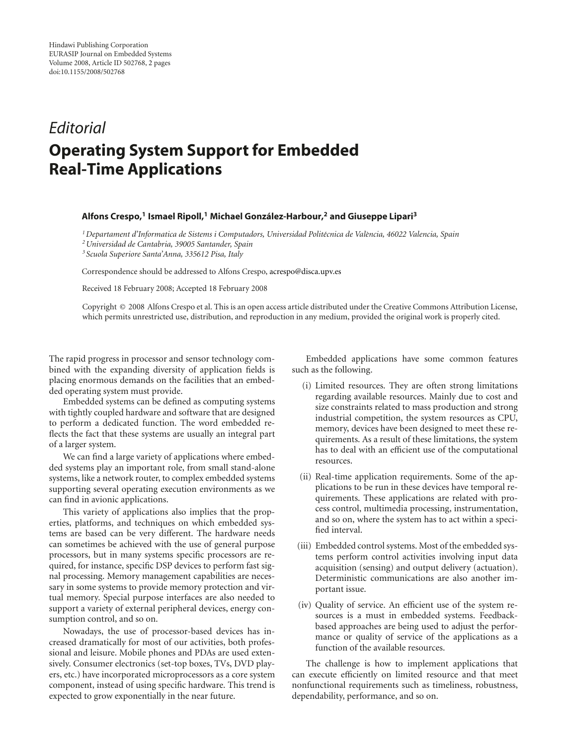Hindawi Publishing Corporation
EURASIP Journal on Embedded Systems
Volume 2008, Article ID 502768, 2 pages
doi:10.1155/2008/502768

*Editorial*

# Operating System Support for Embedded Real-Time Applications

**Alfons Crespo,[1] Ismael Ripoll,[1] Michael González-Harbour,[2] and Giuseppe Lipari[3]**

[1] *Departament d'Informatica de Sistems i Computadors, Universidad Politécnica de València, 46022 Valencia, Spain*
[2] *Universidad de Cantabria, 39005 Santander, Spain*
[3] *Scuola Superiore Santa'Anna, 335612 Pisa, Italy*

Correspondence should be addressed to Alfons Crespo, acrespo@disca.upv.es

Received 18 February 2008; Accepted 18 February 2008

Copyright © 2008 Alfons Crespo et al. This is an open access article distributed under the Creative Commons Attribution License, which permits unrestricted use, distribution, and reproduction in any medium, provided the original work is properly cited.

The rapid progress in processor and sensor technology combined with the expanding diversity of application fields is placing enormous demands on the facilities that an embedded operating system must provide.

Embedded systems can be defined as computing systems with tightly coupled hardware and software that are designed to perform a dedicated function. The word embedded reflects the fact that these systems are usually an integral part of a larger system.

We can find a large variety of applications where embedded systems play an important role, from small stand-alone systems, like a network router, to complex embedded systems supporting several operating execution environments as we can find in avionic applications.

This variety of applications also implies that the properties, platforms, and techniques on which embedded systems are based can be very different. The hardware needs can sometimes be achieved with the use of general purpose processors, but in many systems specific processors are required, for instance, specific DSP devices to perform fast signal processing. Memory management capabilities are necessary in some systems to provide memory protection and virtual memory. Special purpose interfaces are also needed to support a variety of external peripheral devices, energy consumption control, and so on.

Nowadays, the use of processor-based devices has increased dramatically for most of our activities, both professional and leisure. Mobile phones and PDAs are used extensively. Consumer electronics (set-top boxes, TVs, DVD players, etc.) have incorporated microprocessors as a core system component, instead of using specific hardware. This trend is expected to grow exponentially in the near future.

Embedded applications have some common features such as the following.

- (i) Limited resources. They are often strong limitations regarding available resources. Mainly due to cost and size constraints related to mass production and strong industrial competition, the system resources as CPU, memory, devices have been designed to meet these requirements. As a result of these limitations, the system has to deal with an efficient use of the computational resources.
- (ii) Real-time application requirements. Some of the applications to be run in these devices have temporal requirements. These applications are related with process control, multimedia processing, instrumentation, and so on, where the system has to act within a specified interval.
- (iii) Embedded control systems. Most of the embedded systems perform control activities involving input data acquisition (sensing) and output delivery (actuation). Deterministic communications are also another important issue.
- (iv) Quality of service. An efficient use of the system resources is a must in embedded systems. Feedback-based approaches are being used to adjust the performance or quality of service of the applications as a function of the available resources.

The challenge is how to implement applications that can execute efficiently on limited resource and that meet nonfunctional requirements such as timeliness, robustness, dependability, performance, and so on.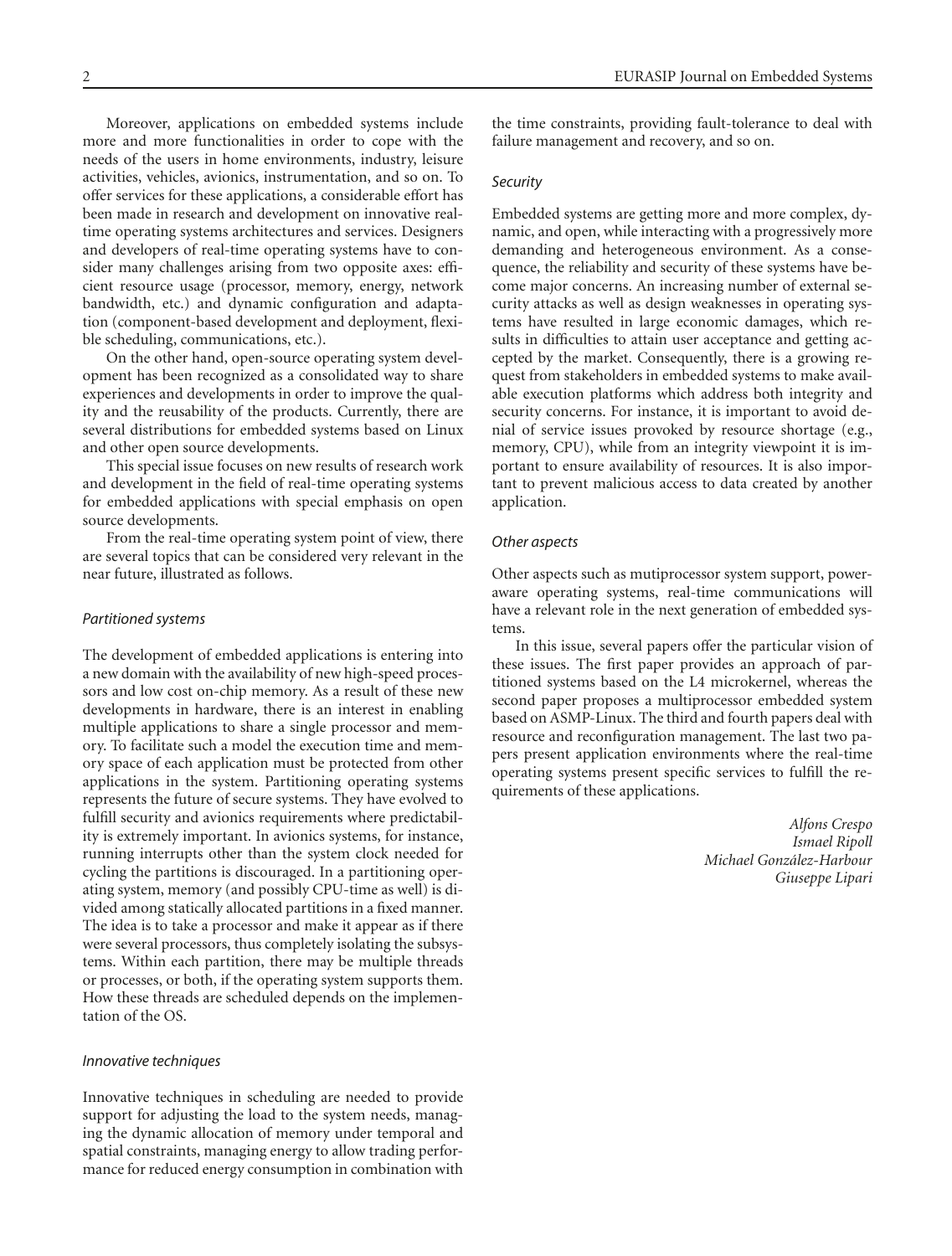Moreover, applications on embedded systems include more and more functionalities in order to cope with the needs of the users in home environments, industry, leisure activities, vehicles, avionics, instrumentation, and so on. To offer services for these applications, a considerable effort has been made in research and development on innovative real-time operating systems architectures and services. Designers and developers of real-time operating systems have to consider many challenges arising from two opposite axes: efficient resource usage (processor, memory, energy, network bandwidth, etc.) and dynamic configuration and adaptation (component-based development and deployment, flexible scheduling, communications, etc.).

On the other hand, open-source operating system development has been recognized as a consolidated way to share experiences and developments in order to improve the quality and the reusability of the products. Currently, there are several distributions for embedded systems based on Linux and other open source developments.

This special issue focuses on new results of research work and development in the field of real-time operating systems for embedded applications with special emphasis on open source developments.

From the real-time operating system point of view, there are several topics that can be considered very relevant in the near future, illustrated as follows.

### *Partitioned systems*

The development of embedded applications is entering into a new domain with the availability of new high-speed processors and low cost on-chip memory. As a result of these new developments in hardware, there is an interest in enabling multiple applications to share a single processor and memory. To facilitate such a model the execution time and memory space of each application must be protected from other applications in the system. Partitioning operating systems represents the future of secure systems. They have evolved to fulfill security and avionics requirements where predictability is extremely important. In avionics systems, for instance, running interrupts other than the system clock needed for cycling the partitions is discouraged. In a partitioning operating system, memory (and possibly CPU-time as well) is divided among statically allocated partitions in a fixed manner. The idea is to take a processor and make it appear as if there were several processors, thus completely isolating the subsystems. Within each partition, there may be multiple threads or processes, or both, if the operating system supports them. How these threads are scheduled depends on the implementation of the OS.

### *Innovative techniques*

Innovative techniques in scheduling are needed to provide support for adjusting the load to the system needs, managing the dynamic allocation of memory under temporal and spatial constraints, managing energy to allow trading performance for reduced energy consumption in combination with the time constraints, providing fault-tolerance to deal with failure management and recovery, and so on.

### *Security*

Embedded systems are getting more and more complex, dynamic, and open, while interacting with a progressively more demanding and heterogeneous environment. As a consequence, the reliability and security of these systems have become major concerns. An increasing number of external security attacks as well as design weaknesses in operating systems have resulted in large economic damages, which results in difficulties to attain user acceptance and getting accepted by the market. Consequently, there is a growing request from stakeholders in embedded systems to make available execution platforms which address both integrity and security concerns. For instance, it is important to avoid denial of service issues provoked by resource shortage (e.g., memory, CPU), while from an integrity viewpoint it is important to ensure availability of resources. It is also important to prevent malicious access to data created by another application.

### *Other aspects*

Other aspects such as mutiprocessor system support, power-aware operating systems, real-time communications will have a relevant role in the next generation of embedded systems.

In this issue, several papers offer the particular vision of these issues. The first paper provides an approach of partitioned systems based on the L4 microkernel, whereas the second paper proposes a multiprocessor embedded system based on ASMP-Linux. The third and fourth papers deal with resource and reconfiguration management. The last two papers present application environments where the real-time operating systems present specific services to fulfill the requirements of these applications.

*Alfons Crespo*
*Ismael Ripoll*
*Michael González-Harbour*
*Giuseppe Lipari*